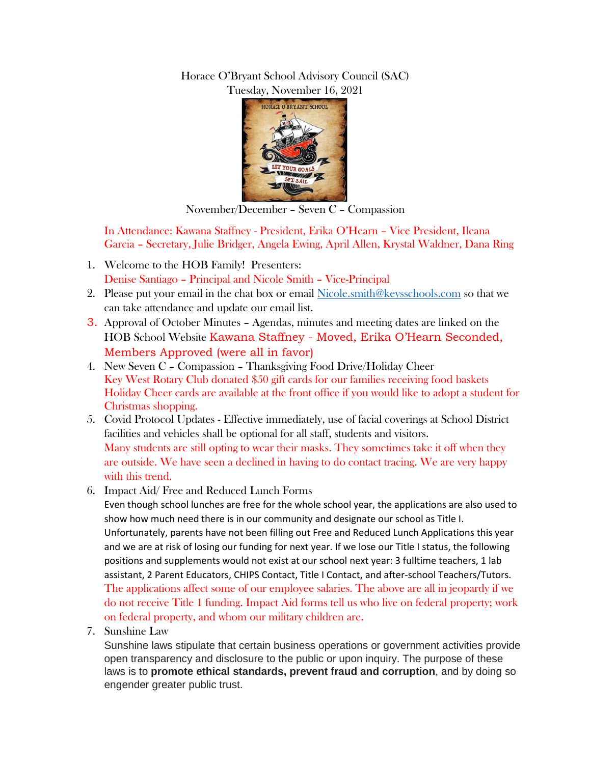Horace O'Bryant School Advisory Council (SAC)
Tuesday, November 16, 2021

November/December – Seven C – Compassion

In Attendance: Kawana Staffney - President, Erika O'Hearn – Vice President, Ileana Garcia – Secretary, Julie Bridger, Angela Ewing, April Allen, Krystal Waldner, Dana Ring

1. Welcome to the HOB Family! Presenters:
   Denise Santiago – Principal and Nicole Smith – Vice-Principal
2. Please put your email in the chat box or email Nicole.smith@keysschools.com so that we can take attendance and update our email list.
3. Approval of October Minutes – Agendas, minutes and meeting dates are linked on the HOB School Website Kawana Staffney - Moved, Erika O'Hearn Seconded, Members Approved (were all in favor)
4. New Seven C – Compassion – Thanksgiving Food Drive/Holiday Cheer
   Key West Rotary Club donated $50 gift cards for our families receiving food baskets
   Holiday Cheer cards are available at the front office if you would like to adopt a student for Christmas shopping.
5. Covid Protocol Updates - Effective immediately, use of facial coverings at School District facilities and vehicles shall be optional for all staff, students and visitors.
   Many students are still opting to wear their masks. They sometimes take it off when they are outside. We have seen a declined in having to do contact tracing. We are very happy with this trend.
6. Impact Aid/ Free and Reduced Lunch Forms
   Even though school lunches are free for the whole school year, the applications are also used to show how much need there is in our community and designate our school as Title I. Unfortunately, parents have not been filling out Free and Reduced Lunch Applications this year and we are at risk of losing our funding for next year. If we lose our Title I status, the following positions and supplements would not exist at our school next year: 3 fulltime teachers, 1 lab assistant, 2 Parent Educators, CHIPS Contact, Title I Contact, and after-school Teachers/Tutors.
   The applications affect some of our employee salaries. The above are all in jeopardy if we do not receive Title 1 funding. Impact Aid forms tell us who live on federal property; work on federal property, and whom our military children are.
7. Sunshine Law
   Sunshine laws stipulate that certain business operations or government activities provide open transparency and disclosure to the public or upon inquiry. The purpose of these laws is to **promote ethical standards, prevent fraud and corruption**, and by doing so engender greater public trust.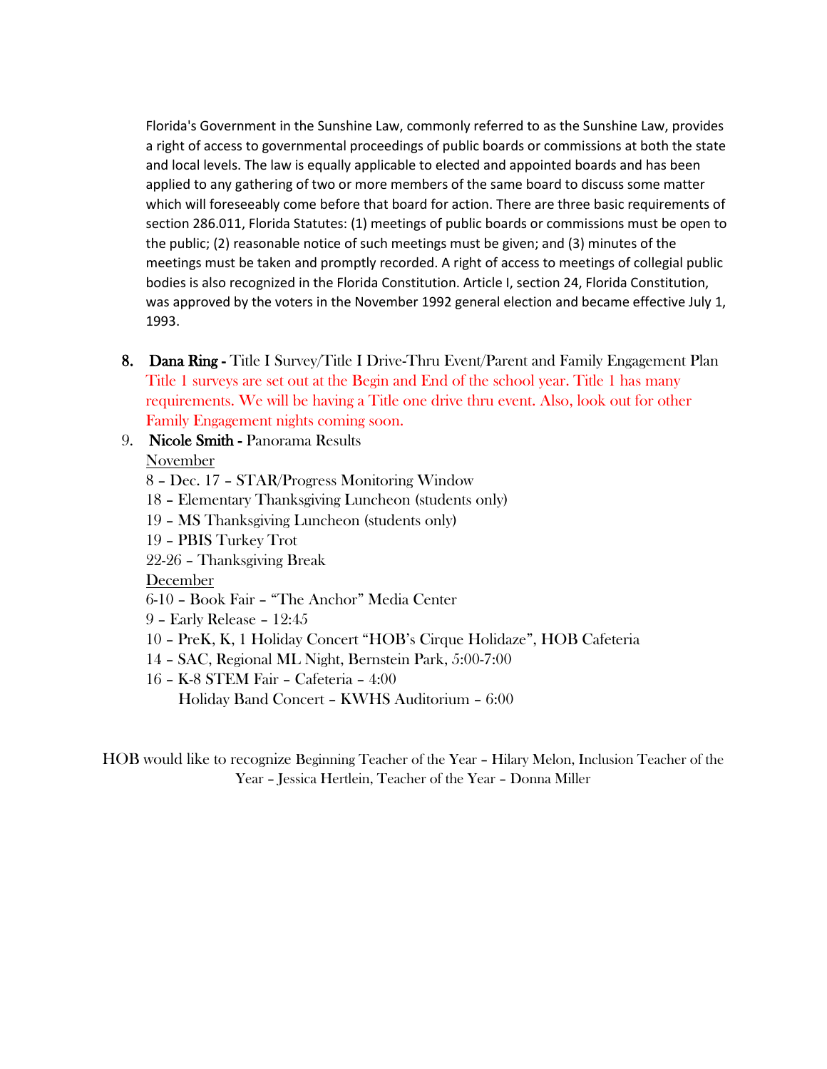Florida's Government in the Sunshine Law, commonly referred to as the Sunshine Law, provides a right of access to governmental proceedings of public boards or commissions at both the state and local levels. The law is equally applicable to elected and appointed boards and has been applied to any gathering of two or more members of the same board to discuss some matter which will foreseeably come before that board for action. There are three basic requirements of section 286.011, Florida Statutes: (1) meetings of public boards or commissions must be open to the public; (2) reasonable notice of such meetings must be given; and (3) minutes of the meetings must be taken and promptly recorded. A right of access to meetings of collegial public bodies is also recognized in the Florida Constitution. Article I, section 24, Florida Constitution, was approved by the voters in the November 1992 general election and became effective July 1, 1993.

8. **Dana Ring -** Title I Survey/Title I Drive-Thru Event/Parent and Family Engagement Plan
   Title 1 surveys are set out at the Begin and End of the school year. Title 1 has many requirements. We will be having a Title one drive thru event. Also, look out for other Family Engagement nights coming soon.
9. **Nicole Smith -** Panorama Results

   November
   8 – Dec. 17 – STAR/Progress Monitoring Window
   18 – Elementary Thanksgiving Luncheon (students only)
   19 – MS Thanksgiving Luncheon (students only)
   19 – PBIS Turkey Trot
   22-26 – Thanksgiving Break

   December
   6-10 – Book Fair – "The Anchor" Media Center
   9 – Early Release – 12:45
   10 – PreK, K, 1 Holiday Concert "HOB's Cirque Holidaze", HOB Cafeteria
   14 – SAC, Regional ML Night, Bernstein Park, 5:00-7:00
   16 – K-8 STEM Fair – Cafeteria – 4:00
   Holiday Band Concert – KWHS Auditorium – 6:00

HOB would like to recognize Beginning Teacher of the Year – Hilary Melon, Inclusion Teacher of the Year – Jessica Hertlein, Teacher of the Year – Donna Miller